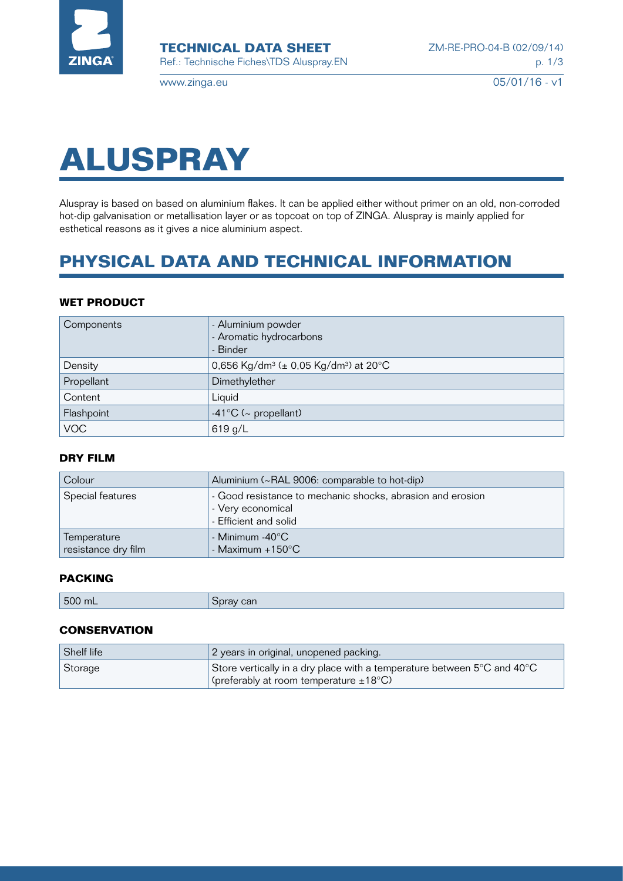# ALUSPRAY

Aluspray is based on based on aluminium flakes. It can be applied either without primer on an old, non-corroded hot-dip galvanisation or metallisation layer or as topcoat on top of ZINGA. Aluspray is mainly applied for esthetical reasons as it gives a nice aluminium aspect.

## PHYSICAL DATA AND TECHNICAL INFORMATION

### WET PRODUCT

| | |
|---|---|
| Components | - Aluminium powder<br>- Aromatic hydrocarbons<br>- Binder |
| Density | 0,656 Kg/dm³ (± 0,05 Kg/dm³) at 20°C |
| Propellant | Dimethylether |
| Content | Liquid |
| Flashpoint | -41°C (~ propellant) |
| VOC | 619 g/L |

### DRY FILM

| | |
|---|---|
| Colour | Aluminium (~RAL 9006: comparable to hot-dip) |
| Special features | - Good resistance to mechanic shocks, abrasion and erosion<br>- Very economical<br>- Efficient and solid |
| Temperature resistance dry film | - Minimum -40°C<br>- Maximum +150°C |

### PACKING

| | |
|---|---|
| 500 mL | Spray can |

### CONSERVATION

| | |
|---|---|
| Shelf life | 2 years in original, unopened packing. |
| Storage | Store vertically in a dry place with a temperature between 5°C and 40°C (preferably at room temperature ±18°C) |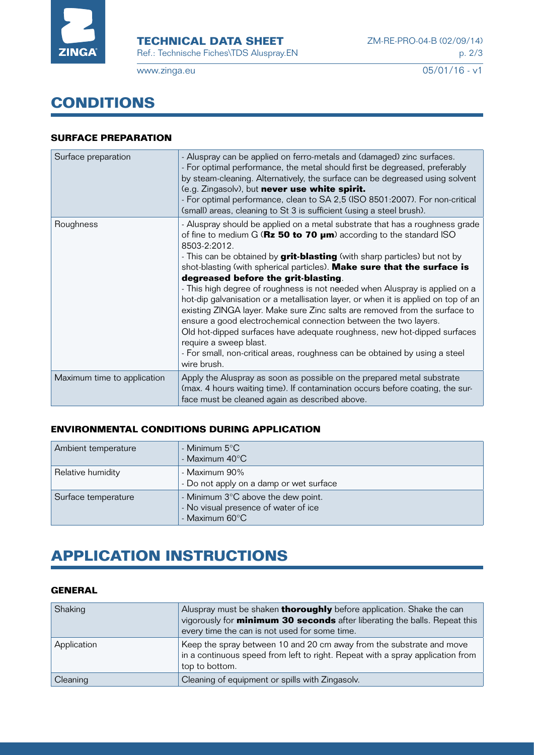# CONDITIONS

### SURFACE PREPARATION

| | |
|---|---|
| Surface preparation | - Aluspray can be applied on ferro-metals and (damaged) zinc surfaces.<br>- For optimal performance, the metal should first be degreased, preferably by steam-cleaning. Alternatively, the surface can be degreased using solvent (e.g. Zingasolv), but **never use white spirit.**<br>- For optimal performance, clean to SA 2,5 (ISO 8501:2007). For non-critical (small) areas, cleaning to St 3 is sufficient (using a steel brush). |
| Roughness | - Aluspray should be applied on a metal substrate that has a roughness grade of fine to medium G (**Rz 50 to 70 µm**) according to the standard ISO 8503-2:2012.<br>- This can be obtained by **grit-blasting** (with sharp particles) but not by shot-blasting (with spherical particles). **Make sure that the surface is degreased before the grit-blasting**.<br>- This high degree of roughness is not needed when Aluspray is applied on a hot-dip galvanisation or a metallisation layer, or when it is applied on top of an existing ZINGA layer. Make sure Zinc salts are removed from the surface to ensure a good electrochemical connection between the two layers.<br>Old hot-dipped surfaces have adequate roughness, new hot-dipped surfaces require a sweep blast.<br>- For small, non-critical areas, roughness can be obtained by using a steel wire brush. |
| Maximum time to application | Apply the Aluspray as soon as possible on the prepared metal substrate (max. 4 hours waiting time). If contamination occurs before coating, the surface must be cleaned again as described above. |

### ENVIRONMENTAL CONDITIONS DURING APPLICATION

| | |
|---|---|
| Ambient temperature | - Minimum 5°C<br>- Maximum 40°C |
| Relative humidity | - Maximum 90%<br>- Do not apply on a damp or wet surface |
| Surface temperature | - Minimum 3°C above the dew point.<br>- No visual presence of water of ice<br>- Maximum 60°C |

# APPLICATION INSTRUCTIONS

### GENERAL

| | |
|---|---|
| Shaking | Aluspray must be shaken **thoroughly** before application. Shake the can vigorously for **minimum 30 seconds** after liberating the balls. Repeat this every time the can is not used for some time. |
| Application | Keep the spray between 10 and 20 cm away from the substrate and move in a continuous speed from left to right. Repeat with a spray application from top to bottom. |
| Cleaning | Cleaning of equipment or spills with Zingasolv. |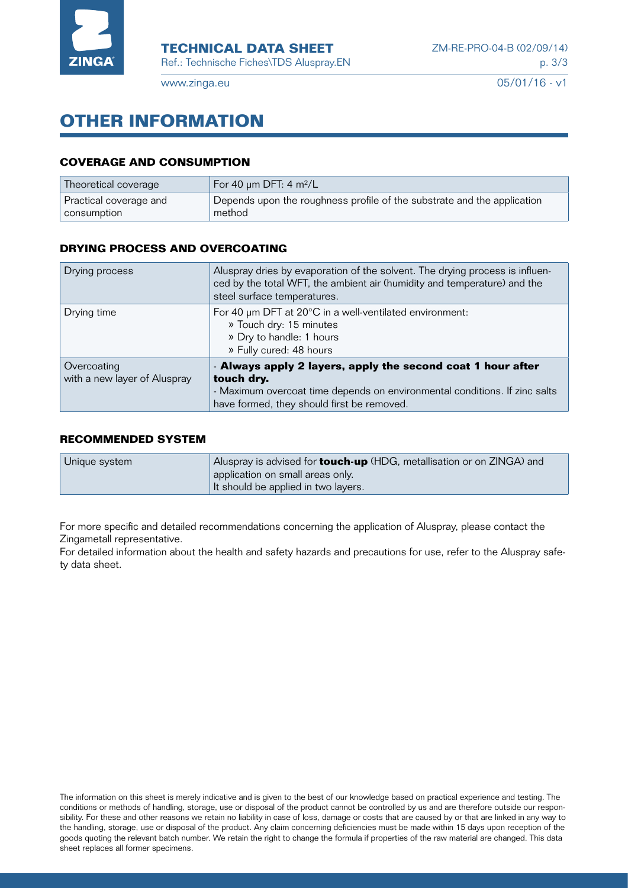# OTHER INFORMATION

## COVERAGE AND CONSUMPTION

| | |
|---|---|
| Theoretical coverage | For 40 µm DFT: 4 m²/L |
| Practical coverage and consumption | Depends upon the roughness profile of the substrate and the application method |

## DRYING PROCESS AND OVERCOATING

| | |
|---|---|
| Drying process | Aluspray dries by evaporation of the solvent. The drying process is influenced by the total WFT, the ambient air (humidity and temperature) and the steel surface temperatures. |
| Drying time | For 40 µm DFT at 20°C in a well-ventilated environment:<br>» Touch dry: 15 minutes<br>» Dry to handle: 1 hours<br>» Fully cured: 48 hours |
| Overcoating with a new layer of Aluspray | - **Always apply 2 layers, apply the second coat 1 hour after touch dry.**<br>- Maximum overcoat time depends on environmental conditions. If zinc salts have formed, they should first be removed. |

## RECOMMENDED SYSTEM

| | |
|---|---|
| Unique system | Aluspray is advised for **touch-up** (HDG, metallisation or on ZINGA) and application on small areas only.<br>It should be applied in two layers. |

For more specific and detailed recommendations concerning the application of Aluspray, please contact the Zingametall representative.

For detailed information about the health and safety hazards and precautions for use, refer to the Aluspray safety data sheet.

The information on this sheet is merely indicative and is given to the best of our knowledge based on practical experience and testing. The conditions or methods of handling, storage, use or disposal of the product cannot be controlled by us and are therefore outside our responsibility. For these and other reasons we retain no liability in case of loss, damage or costs that are caused by or that are linked in any way to the handling, storage, use or disposal of the product. Any claim concerning deficiencies must be made within 15 days upon reception of the goods quoting the relevant batch number. We retain the right to change the formula if properties of the raw material are changed. This data sheet replaces all former specimens.